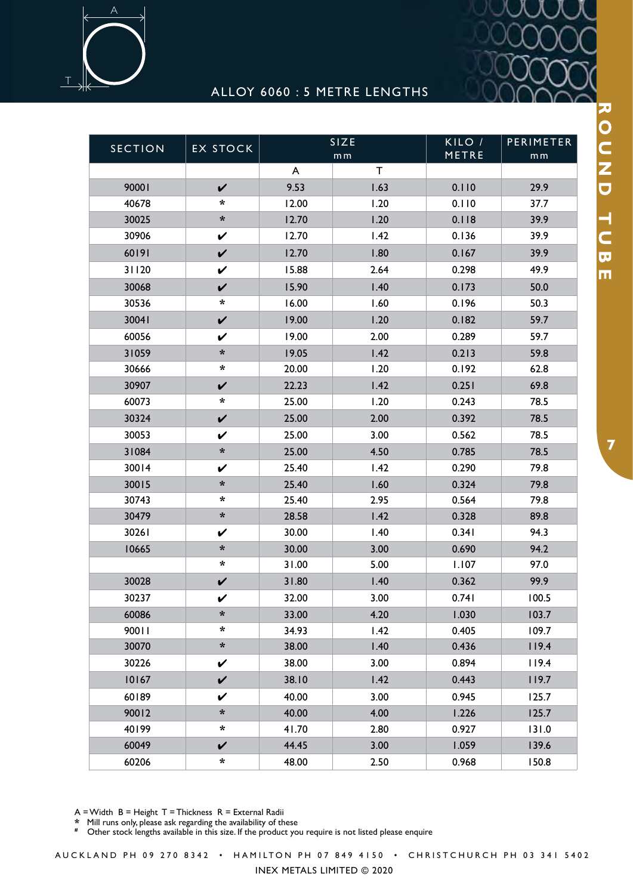# ROUND TUBE

## ALLOY 6060 : 5 METRE LENGTHS

| SECTION | EX STOCK | SIZE mm | | KILO / METRE | PERIMETER mm |
|---|---|---|---|---|---|
| | | A | T | | |
| 90001 | ✔ | 9.53 | 1.63 | 0.110 | 29.9 |
| 40678 | * | 12.00 | 1.20 | 0.110 | 37.7 |
| 30025 | * | 12.70 | 1.20 | 0.118 | 39.9 |
| 30906 | ✔ | 12.70 | 1.42 | 0.136 | 39.9 |
| 60191 | ✔ | 12.70 | 1.80 | 0.167 | 39.9 |
| 31120 | ✔ | 15.88 | 2.64 | 0.298 | 49.9 |
| 30068 | ✔ | 15.90 | 1.40 | 0.173 | 50.0 |
| 30536 | * | 16.00 | 1.60 | 0.196 | 50.3 |
| 30041 | ✔ | 19.00 | 1.20 | 0.182 | 59.7 |
| 60056 | ✔ | 19.00 | 2.00 | 0.289 | 59.7 |
| 31059 | * | 19.05 | 1.42 | 0.213 | 59.8 |
| 30666 | * | 20.00 | 1.20 | 0.192 | 62.8 |
| 30907 | ✔ | 22.23 | 1.42 | 0.251 | 69.8 |
| 60073 | * | 25.00 | 1.20 | 0.243 | 78.5 |
| 30324 | ✔ | 25.00 | 2.00 | 0.392 | 78.5 |
| 30053 | ✔ | 25.00 | 3.00 | 0.562 | 78.5 |
| 31084 | * | 25.00 | 4.50 | 0.785 | 78.5 |
| 30014 | ✔ | 25.40 | 1.42 | 0.290 | 79.8 |
| 30015 | * | 25.40 | 1.60 | 0.324 | 79.8 |
| 30743 | * | 25.40 | 2.95 | 0.564 | 79.8 |
| 30479 | * | 28.58 | 1.42 | 0.328 | 89.8 |
| 30261 | ✔ | 30.00 | 1.40 | 0.341 | 94.3 |
| 10665 | * | 30.00 | 3.00 | 0.690 | 94.2 |
| | * | 31.00 | 5.00 | 1.107 | 97.0 |
| 30028 | ✔ | 31.80 | 1.40 | 0.362 | 99.9 |
| 30237 | ✔ | 32.00 | 3.00 | 0.741 | 100.5 |
| 60086 | * | 33.00 | 4.20 | 1.030 | 103.7 |
| 90011 | * | 34.93 | 1.42 | 0.405 | 109.7 |
| 30070 | * | 38.00 | 1.40 | 0.436 | 119.4 |
| 30226 | ✔ | 38.00 | 3.00 | 0.894 | 119.4 |
| 10167 | ✔ | 38.10 | 1.42 | 0.443 | 119.7 |
| 60189 | ✔ | 40.00 | 3.00 | 0.945 | 125.7 |
| 90012 | * | 40.00 | 4.00 | 1.226 | 125.7 |
| 40199 | * | 41.70 | 2.80 | 0.927 | 131.0 |
| 60049 | ✔ | 44.45 | 3.00 | 1.059 | 139.6 |
| 60206 | * | 48.00 | 2.50 | 0.968 | 150.8 |

A = Width B = Height T = Thickness R = External Radii

\* Mill runs only, please ask regarding the availability of these

\# Other stock lengths available in this size. If the product you require is not listed please enquire

AUCKLAND PH 09 270 8342 • HAMILTON PH 07 849 4150 • CHRISTCHURCH PH 03 341 5402

INEX METALS LIMITED © 2020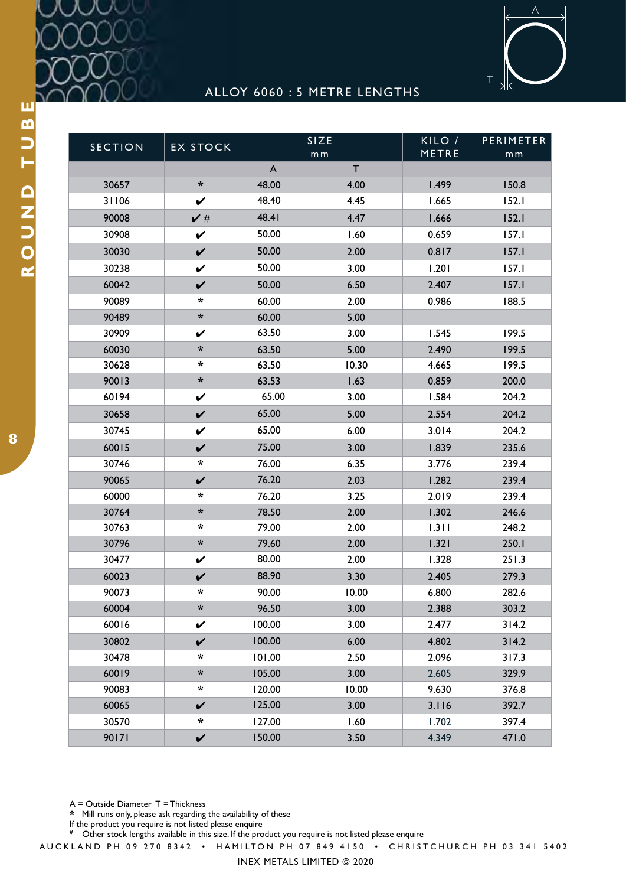# ROUND TUBE

## ALLOY 6060 : 5 METRE LENGTHS

| SECTION | EX STOCK | SIZE mm | | KILO / METRE | PERIMETER mm |
|---|---|---|---|---|---|
| | | A | T | | |
| 30657 | * | 48.00 | 4.00 | 1.499 | 150.8 |
| 31106 | ✔ | 48.40 | 4.45 | 1.665 | 152.1 |
| 90008 | ✔ # | 48.41 | 4.47 | 1.666 | 152.1 |
| 30908 | ✔ | 50.00 | 1.60 | 0.659 | 157.1 |
| 30030 | ✔ | 50.00 | 2.00 | 0.817 | 157.1 |
| 30238 | ✔ | 50.00 | 3.00 | 1.201 | 157.1 |
| 60042 | ✔ | 50.00 | 6.50 | 2.407 | 157.1 |
| 90089 | * | 60.00 | 2.00 | 0.986 | 188.5 |
| 90489 | * | 60.00 | 5.00 | | |
| 30909 | ✔ | 63.50 | 3.00 | 1.545 | 199.5 |
| 60030 | * | 63.50 | 5.00 | 2.490 | 199.5 |
| 30628 | * | 63.50 | 10.30 | 4.665 | 199.5 |
| 90013 | * | 63.53 | 1.63 | 0.859 | 200.0 |
| 60194 | ✔ | 65.00 | 3.00 | 1.584 | 204.2 |
| 30658 | ✔ | 65.00 | 5.00 | 2.554 | 204.2 |
| 30745 | ✔ | 65.00 | 6.00 | 3.014 | 204.2 |
| 60015 | ✔ | 75.00 | 3.00 | 1.839 | 235.6 |
| 30746 | * | 76.00 | 6.35 | 3.776 | 239.4 |
| 90065 | ✔ | 76.20 | 2.03 | 1.282 | 239.4 |
| 60000 | * | 76.20 | 3.25 | 2.019 | 239.4 |
| 30764 | * | 78.50 | 2.00 | 1.302 | 246.6 |
| 30763 | * | 79.00 | 2.00 | 1.311 | 248.2 |
| 30796 | * | 79.60 | 2.00 | 1.321 | 250.1 |
| 30477 | ✔ | 80.00 | 2.00 | 1.328 | 251.3 |
| 60023 | ✔ | 88.90 | 3.30 | 2.405 | 279.3 |
| 90073 | * | 90.00 | 10.00 | 6.800 | 282.6 |
| 60004 | * | 96.50 | 3.00 | 2.388 | 303.2 |
| 60016 | ✔ | 100.00 | 3.00 | 2.477 | 314.2 |
| 30802 | ✔ | 100.00 | 6.00 | 4.802 | 314.2 |
| 30478 | * | 101.00 | 2.50 | 2.096 | 317.3 |
| 60019 | * | 105.00 | 3.00 | 2.605 | 329.9 |
| 90083 | * | 120.00 | 10.00 | 9.630 | 376.8 |
| 60065 | ✔ | 125.00 | 3.00 | 3.116 | 392.7 |
| 30570 | * | 127.00 | 1.60 | 1.702 | 397.4 |
| 90171 | ✔ | 150.00 | 3.50 | 4.349 | 471.0 |

A = Outside Diameter  T = Thickness

\* Mill runs only, please ask regarding the availability of these
If the product you require is not listed please enquire

\# Other stock lengths available in this size. If the product you require is not listed please enquire

AUCKLAND PH 09 270 8342 • HAMILTON PH 07 849 4150 • CHRISTCHURCH PH 03 341 5402

INEX METALS LIMITED © 2020